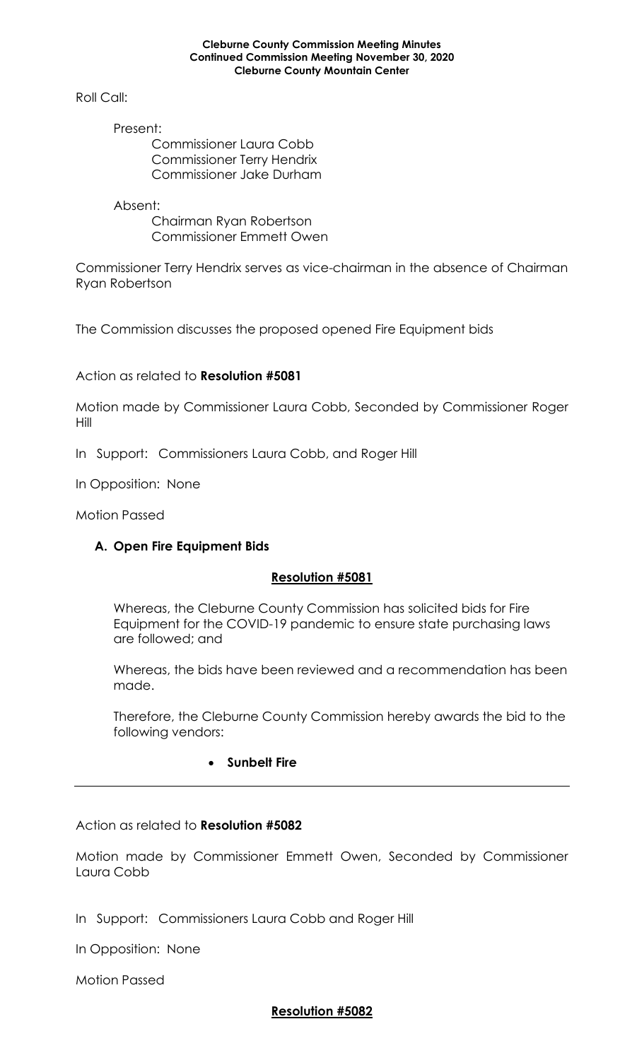**Cleburne County Commission Meeting Minutes**
**Continued Commission Meeting November 30, 2020**
**Cleburne County Mountain Center**

Roll Call:

Present:
Commissioner Laura Cobb
Commissioner Terry Hendrix
Commissioner Jake Durham

Absent:
Chairman Ryan Robertson
Commissioner Emmett Owen

Commissioner Terry Hendrix serves as vice-chairman in the absence of Chairman Ryan Robertson

The Commission discusses the proposed opened Fire Equipment bids

Action as related to **Resolution #5081**

Motion made by Commissioner Laura Cobb, Seconded by Commissioner Roger Hill

In Support: Commissioners Laura Cobb, and Roger Hill

In Opposition: None

Motion Passed

**A. Open Fire Equipment Bids**

**Resolution #5081**

Whereas, the Cleburne County Commission has solicited bids for Fire Equipment for the COVID-19 pandemic to ensure state purchasing laws are followed; and

Whereas, the bids have been reviewed and a recommendation has been made.

Therefore, the Cleburne County Commission hereby awards the bid to the following vendors:

- **Sunbelt Fire**

---

Action as related to **Resolution #5082**

Motion made by Commissioner Emmett Owen, Seconded by Commissioner Laura Cobb

In Support: Commissioners Laura Cobb and Roger Hill

In Opposition: None

Motion Passed

**Resolution #5082**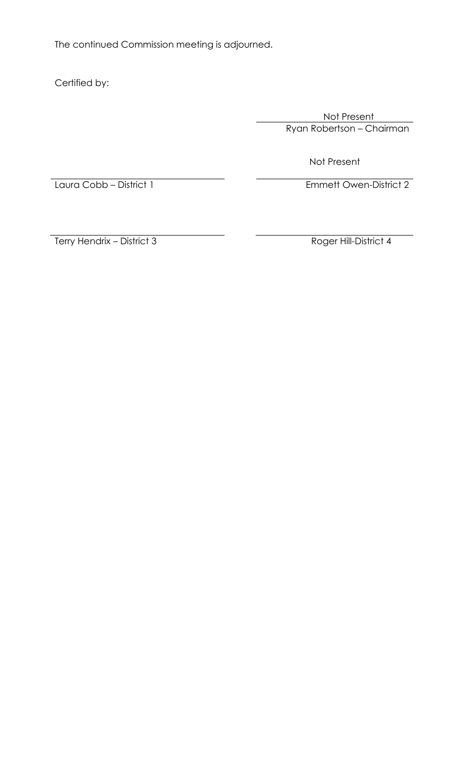The continued Commission meeting is adjourned.

Certified by:

Not Present
_________________________
Ryan Robertson – Chairman

_________________________
Laura Cobb – District 1

Not Present
_________________________
Emmett Owen-District 2

_________________________
Terry Hendrix – District 3

_________________________
Roger Hill-District 4